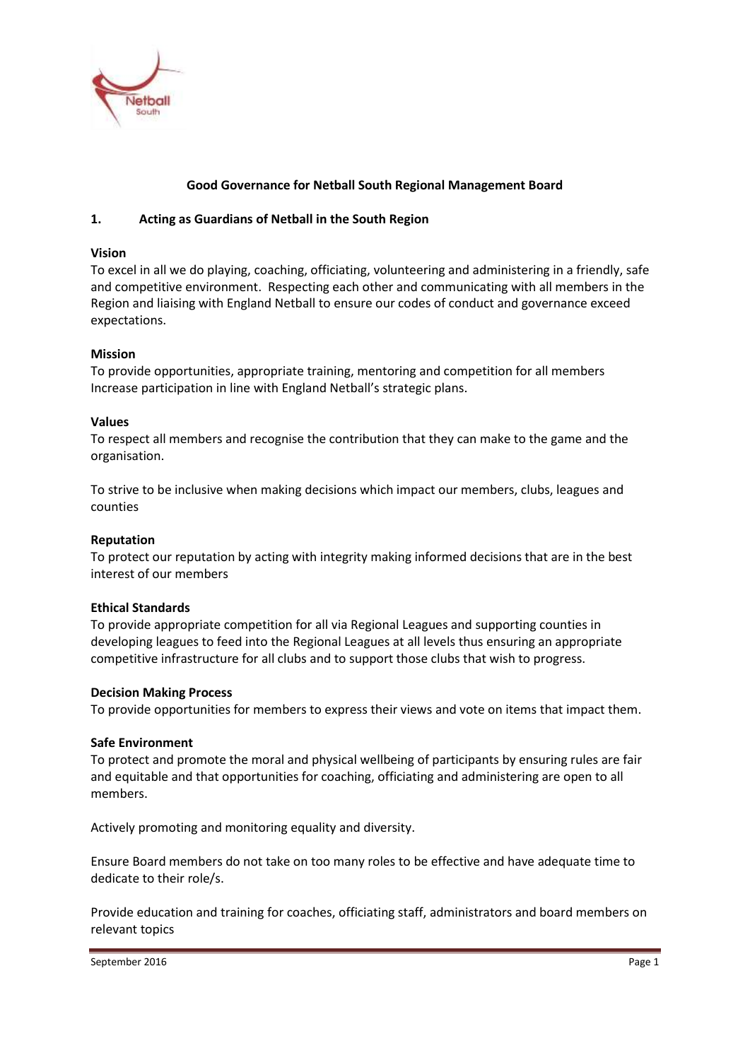# Good Governance for Netball South Regional Management Board

## 1. Acting as Guardians of Netball in the South Region

**Vision**

To excel in all we do playing, coaching, officiating, volunteering and administering in a friendly, safe and competitive environment. Respecting each other and communicating with all members in the Region and liaising with England Netball to ensure our codes of conduct and governance exceed expectations.

**Mission**

To provide opportunities, appropriate training, mentoring and competition for all members Increase participation in line with England Netball's strategic plans.

**Values**

To respect all members and recognise the contribution that they can make to the game and the organisation.

To strive to be inclusive when making decisions which impact our members, clubs, leagues and counties

**Reputation**

To protect our reputation by acting with integrity making informed decisions that are in the best interest of our members

**Ethical Standards**

To provide appropriate competition for all via Regional Leagues and supporting counties in developing leagues to feed into the Regional Leagues at all levels thus ensuring an appropriate competitive infrastructure for all clubs and to support those clubs that wish to progress.

**Decision Making Process**

To provide opportunities for members to express their views and vote on items that impact them.

**Safe Environment**

To protect and promote the moral and physical wellbeing of participants by ensuring rules are fair and equitable and that opportunities for coaching, officiating and administering are open to all members.

Actively promoting and monitoring equality and diversity.

Ensure Board members do not take on too many roles to be effective and have adequate time to dedicate to their role/s.

Provide education and training for coaches, officiating staff, administrators and board members on relevant topics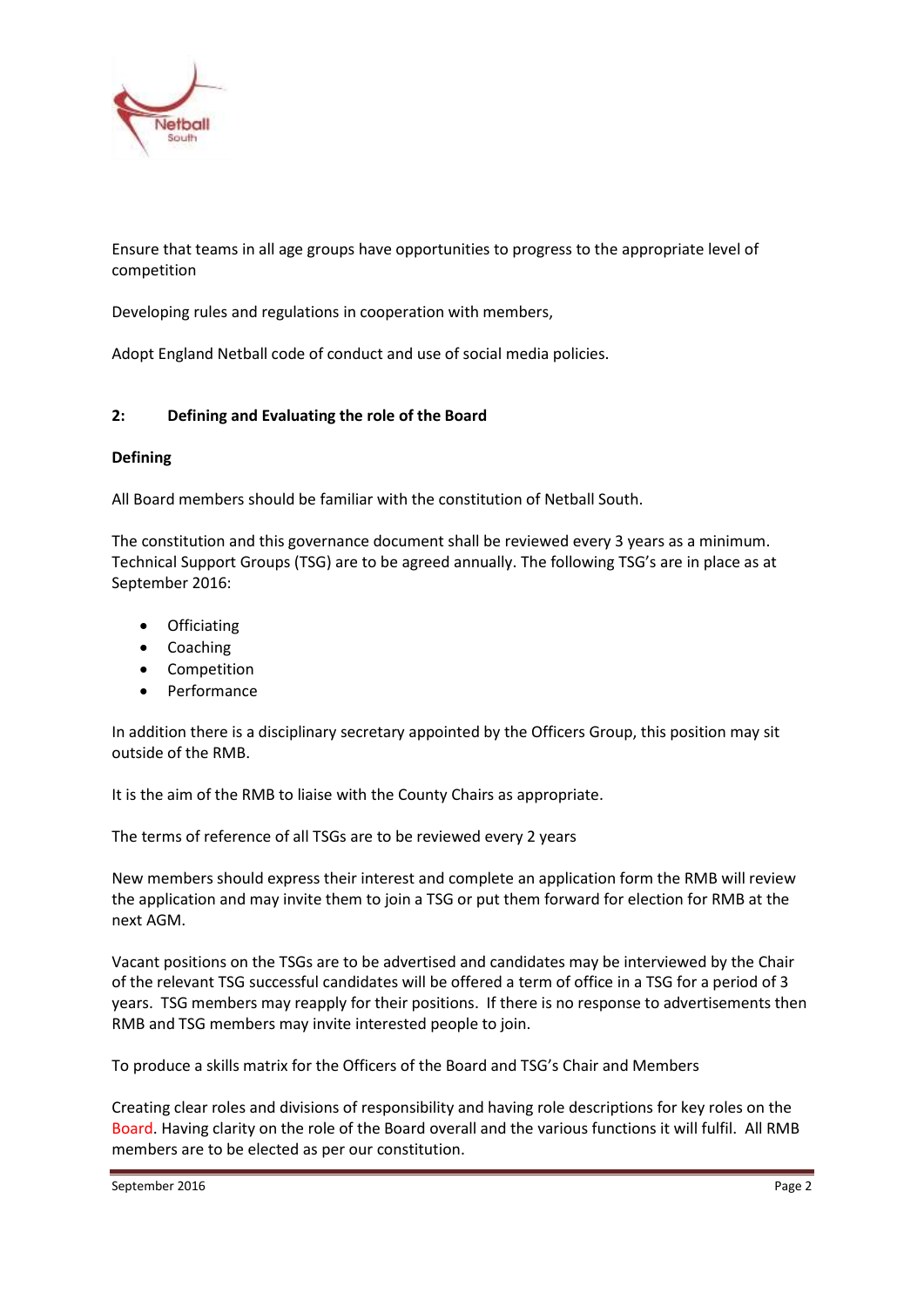Ensure that teams in all age groups have opportunities to progress to the appropriate level of competition

Developing rules and regulations in cooperation with members,

Adopt England Netball code of conduct and use of social media policies.

## 2: Defining and Evaluating the role of the Board

**Defining**

All Board members should be familiar with the constitution of Netball South.

The constitution and this governance document shall be reviewed every 3 years as a minimum. Technical Support Groups (TSG) are to be agreed annually. The following TSG's are in place as at September 2016:

- Officiating
- Coaching
- Competition
- Performance

In addition there is a disciplinary secretary appointed by the Officers Group, this position may sit outside of the RMB.

It is the aim of the RMB to liaise with the County Chairs as appropriate.

The terms of reference of all TSGs are to be reviewed every 2 years

New members should express their interest and complete an application form the RMB will review the application and may invite them to join a TSG or put them forward for election for RMB at the next AGM.

Vacant positions on the TSGs are to be advertised and candidates may be interviewed by the Chair of the relevant TSG successful candidates will be offered a term of office in a TSG for a period of 3 years. TSG members may reapply for their positions. If there is no response to advertisements then RMB and TSG members may invite interested people to join.

To produce a skills matrix for the Officers of the Board and TSG's Chair and Members

Creating clear roles and divisions of responsibility and having role descriptions for key roles on the Board. Having clarity on the role of the Board overall and the various functions it will fulfil. All RMB members are to be elected as per our constitution.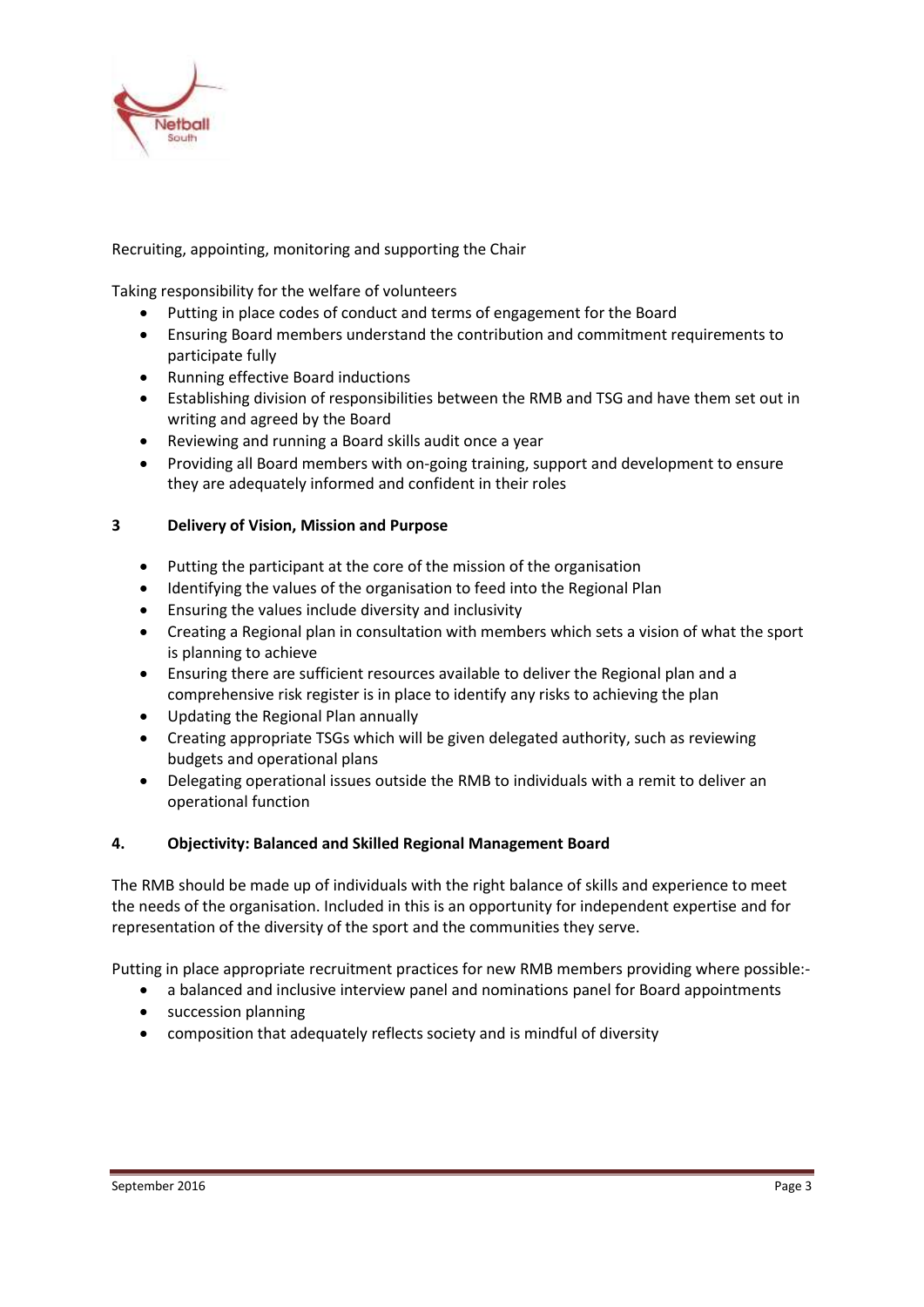Recruiting, appointing, monitoring and supporting the Chair

Taking responsibility for the welfare of volunteers

- Putting in place codes of conduct and terms of engagement for the Board
- Ensuring Board members understand the contribution and commitment requirements to participate fully
- Running effective Board inductions
- Establishing division of responsibilities between the RMB and TSG and have them set out in writing and agreed by the Board
- Reviewing and running a Board skills audit once a year
- Providing all Board members with on-going training, support and development to ensure they are adequately informed and confident in their roles

## 3 Delivery of Vision, Mission and Purpose

- Putting the participant at the core of the mission of the organisation
- Identifying the values of the organisation to feed into the Regional Plan
- Ensuring the values include diversity and inclusivity
- Creating a Regional plan in consultation with members which sets a vision of what the sport is planning to achieve
- Ensuring there are sufficient resources available to deliver the Regional plan and a comprehensive risk register is in place to identify any risks to achieving the plan
- Updating the Regional Plan annually
- Creating appropriate TSGs which will be given delegated authority, such as reviewing budgets and operational plans
- Delegating operational issues outside the RMB to individuals with a remit to deliver an operational function

## 4. Objectivity: Balanced and Skilled Regional Management Board

The RMB should be made up of individuals with the right balance of skills and experience to meet the needs of the organisation. Included in this is an opportunity for independent expertise and for representation of the diversity of the sport and the communities they serve.

Putting in place appropriate recruitment practices for new RMB members providing where possible:-

- a balanced and inclusive interview panel and nominations panel for Board appointments
- succession planning
- composition that adequately reflects society and is mindful of diversity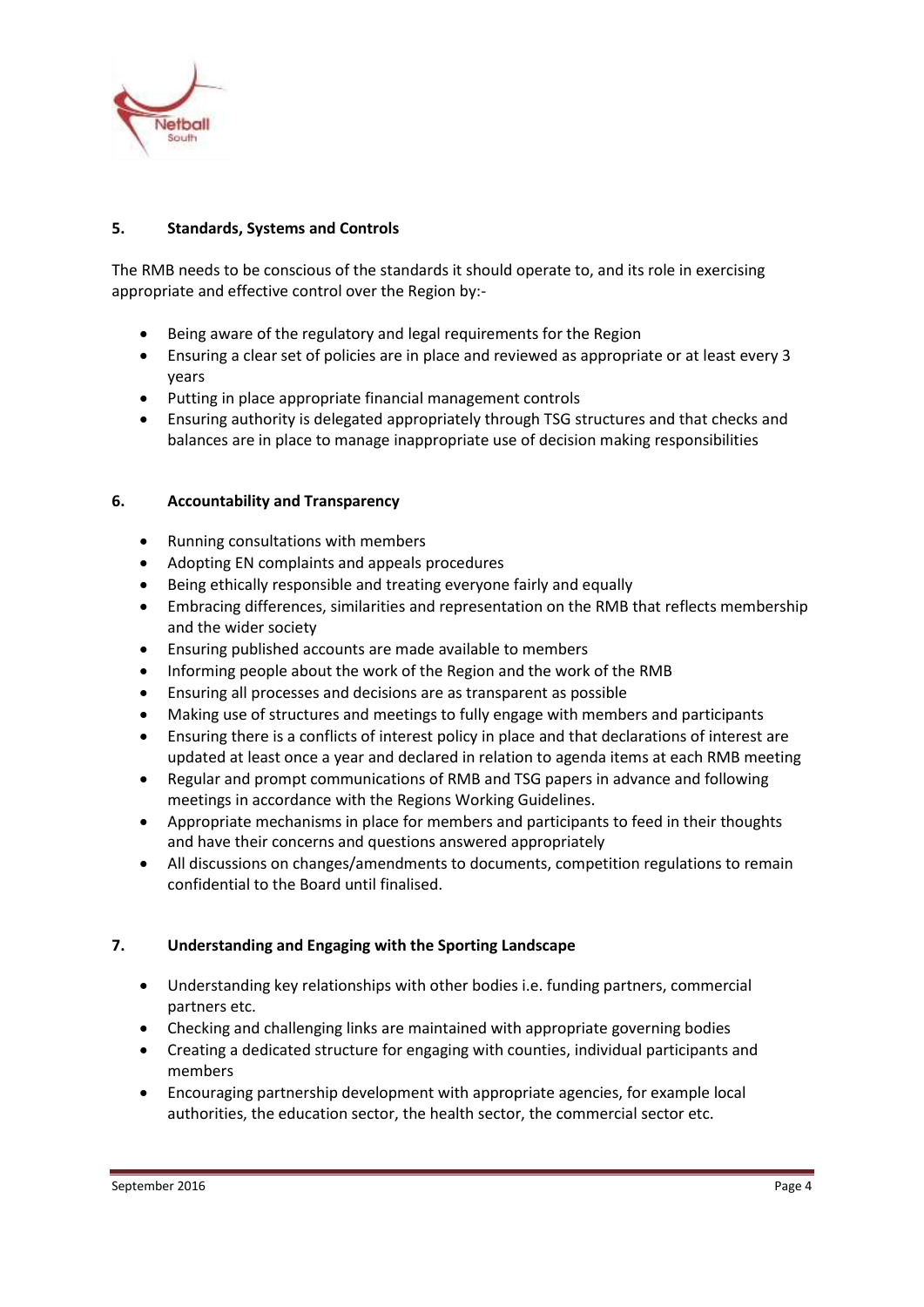## 5. Standards, Systems and Controls

The RMB needs to be conscious of the standards it should operate to, and its role in exercising appropriate and effective control over the Region by:-

- Being aware of the regulatory and legal requirements for the Region
- Ensuring a clear set of policies are in place and reviewed as appropriate or at least every 3 years
- Putting in place appropriate financial management controls
- Ensuring authority is delegated appropriately through TSG structures and that checks and balances are in place to manage inappropriate use of decision making responsibilities

## 6. Accountability and Transparency

- Running consultations with members
- Adopting EN complaints and appeals procedures
- Being ethically responsible and treating everyone fairly and equally
- Embracing differences, similarities and representation on the RMB that reflects membership and the wider society
- Ensuring published accounts are made available to members
- Informing people about the work of the Region and the work of the RMB
- Ensuring all processes and decisions are as transparent as possible
- Making use of structures and meetings to fully engage with members and participants
- Ensuring there is a conflicts of interest policy in place and that declarations of interest are updated at least once a year and declared in relation to agenda items at each RMB meeting
- Regular and prompt communications of RMB and TSG papers in advance and following meetings in accordance with the Regions Working Guidelines.
- Appropriate mechanisms in place for members and participants to feed in their thoughts and have their concerns and questions answered appropriately
- All discussions on changes/amendments to documents, competition regulations to remain confidential to the Board until finalised.

## 7. Understanding and Engaging with the Sporting Landscape

- Understanding key relationships with other bodies i.e. funding partners, commercial partners etc.
- Checking and challenging links are maintained with appropriate governing bodies
- Creating a dedicated structure for engaging with counties, individual participants and members
- Encouraging partnership development with appropriate agencies, for example local authorities, the education sector, the health sector, the commercial sector etc.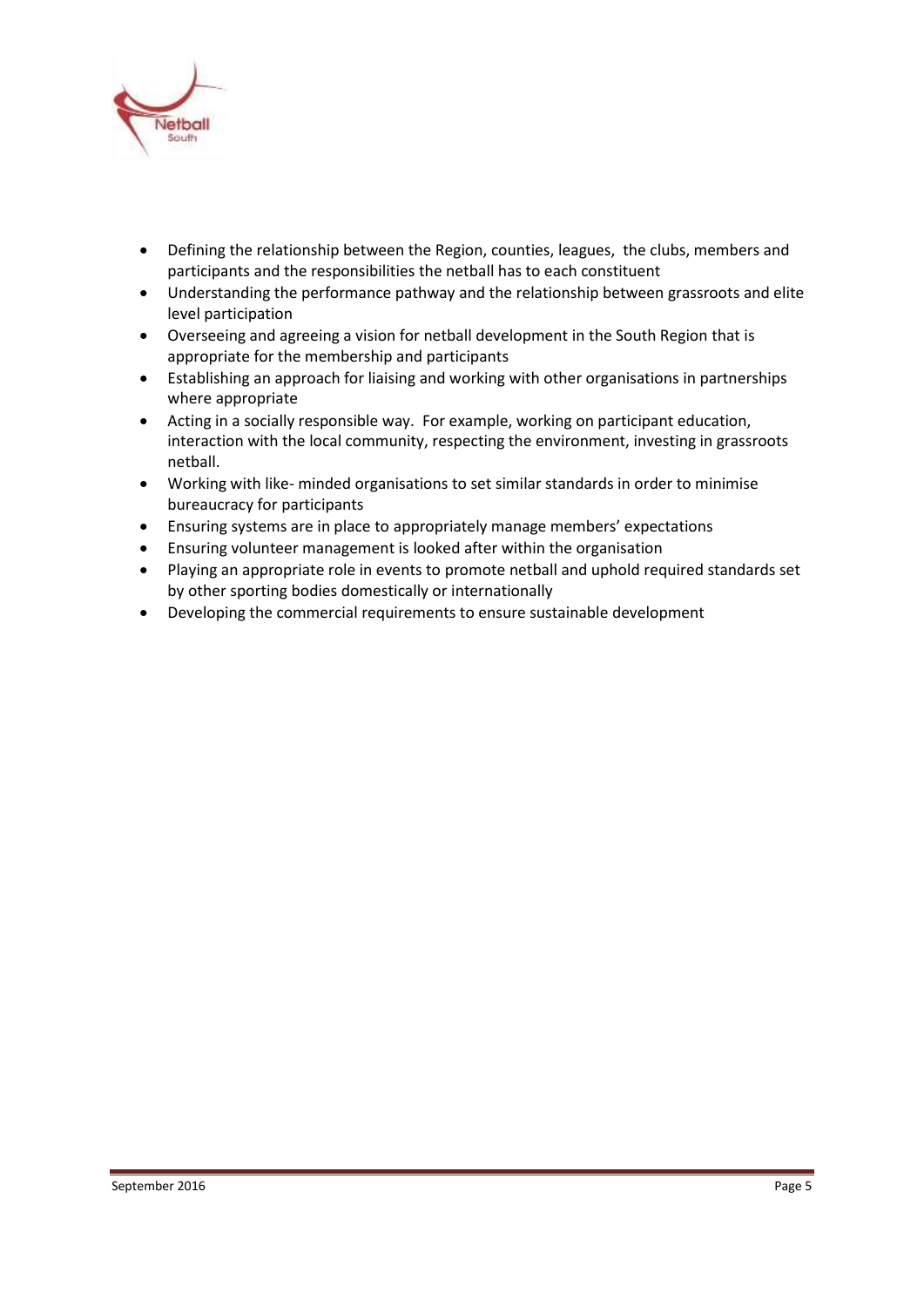- Defining the relationship between the Region, counties, leagues, the clubs, members and participants and the responsibilities the netball has to each constituent
- Understanding the performance pathway and the relationship between grassroots and elite level participation
- Overseeing and agreeing a vision for netball development in the South Region that is appropriate for the membership and participants
- Establishing an approach for liaising and working with other organisations in partnerships where appropriate
- Acting in a socially responsible way. For example, working on participant education, interaction with the local community, respecting the environment, investing in grassroots netball.
- Working with like- minded organisations to set similar standards in order to minimise bureaucracy for participants
- Ensuring systems are in place to appropriately manage members' expectations
- Ensuring volunteer management is looked after within the organisation
- Playing an appropriate role in events to promote netball and uphold required standards set by other sporting bodies domestically or internationally
- Developing the commercial requirements to ensure sustainable development